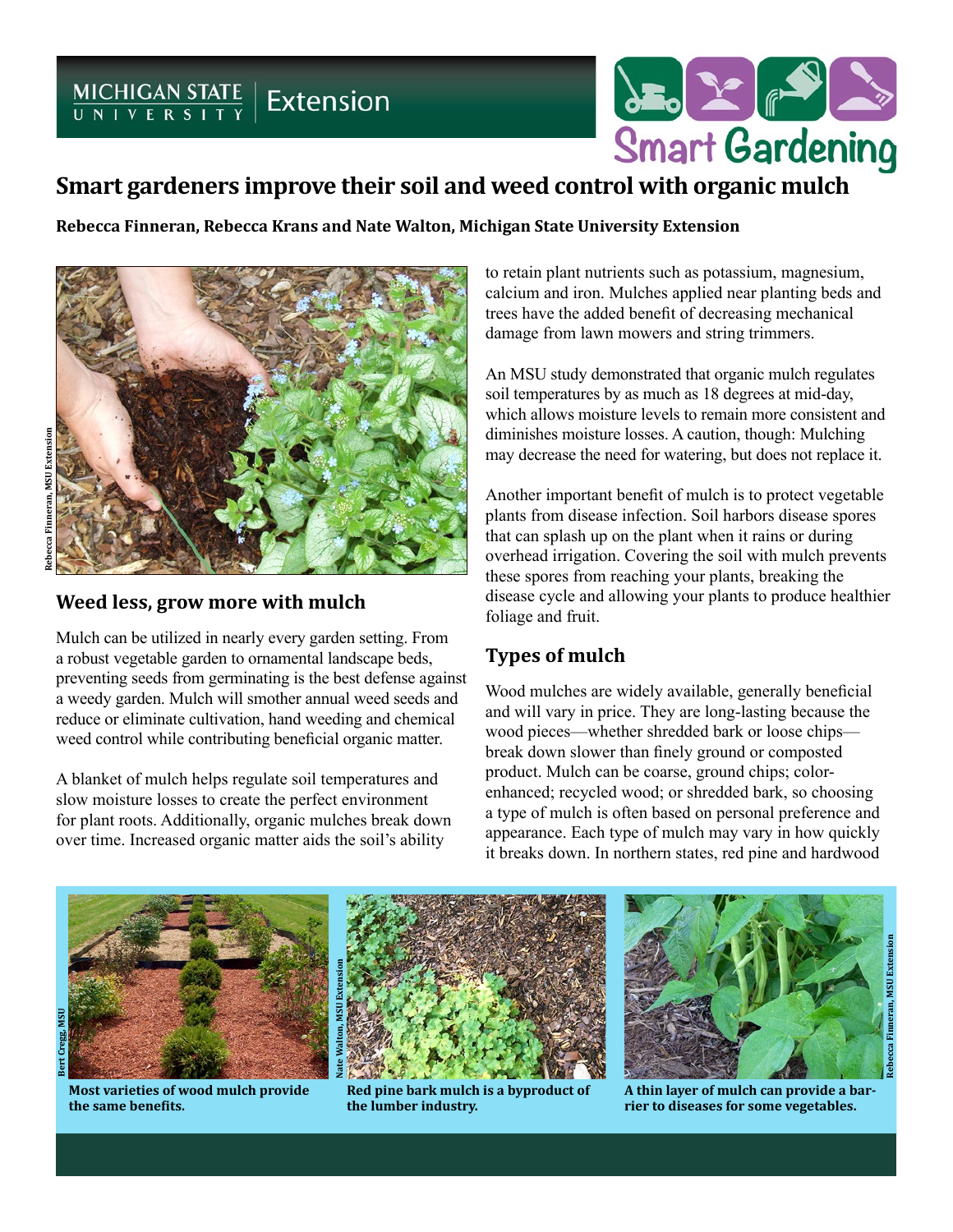# Smart gardeners improve their soil and weed control with organic mulch

**Rebecca Finneran, Rebecca Krans and Nate Walton, Michigan State University Extension**

## Weed less, grow more with mulch

Mulch can be utilized in nearly every garden setting. From a robust vegetable garden to ornamental landscape beds, preventing seeds from germinating is the best defense against a weedy garden. Mulch will smother annual weed seeds and reduce or eliminate cultivation, hand weeding and chemical weed control while contributing beneficial organic matter.

A blanket of mulch helps regulate soil temperatures and slow moisture losses to create the perfect environment for plant roots. Additionally, organic mulches break down over time. Increased organic matter aids the soil's ability to retain plant nutrients such as potassium, magnesium, calcium and iron. Mulches applied near planting beds and trees have the added benefit of decreasing mechanical damage from lawn mowers and string trimmers.

An MSU study demonstrated that organic mulch regulates soil temperatures by as much as 18 degrees at mid-day, which allows moisture levels to remain more consistent and diminishes moisture losses. A caution, though: Mulching may decrease the need for watering, but does not replace it.

Another important benefit of mulch is to protect vegetable plants from disease infection. Soil harbors disease spores that can splash up on the plant when it rains or during overhead irrigation. Covering the soil with mulch prevents these spores from reaching your plants, breaking the disease cycle and allowing your plants to produce healthier foliage and fruit.

## Types of mulch

Wood mulches are widely available, generally beneficial and will vary in price. They are long-lasting because the wood pieces—whether shredded bark or loose chips—break down slower than finely ground or composted product. Mulch can be coarse, ground chips; color-enhanced; recycled wood; or shredded bark, so choosing a type of mulch is often based on personal preference and appearance. Each type of mulch may vary in how quickly it breaks down. In northern states, red pine and hardwood

**Most varieties of wood mulch provide the same benefits.**

**Red pine bark mulch is a byproduct of the lumber industry.**

**A thin layer of mulch can provide a barrier to diseases for some vegetables.**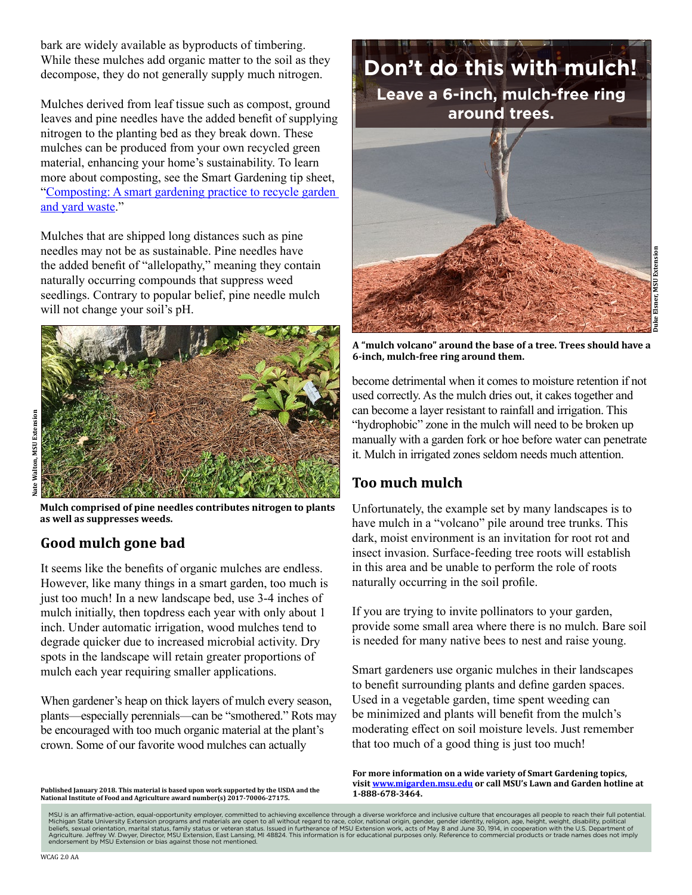bark are widely available as byproducts of timbering. While these mulches add organic matter to the soil as they decompose, they do not generally supply much nitrogen.

Mulches derived from leaf tissue such as compost, ground leaves and pine needles have the added benefit of supplying nitrogen to the planting bed as they break down. These mulches can be produced from your own recycled green material, enhancing your home's sustainability. To learn more about composting, see the Smart Gardening tip sheet, "[Composting: A smart gardening practice to recycle garden and yard waste](#)."

Mulches that are shipped long distances such as pine needles may not be as sustainable. Pine needles have the added benefit of "allelopathy," meaning they contain naturally occurring compounds that suppress weed seedlings. Contrary to popular belief, pine needle mulch will not change your soil's pH.

Nate Walton, MSU Extension

**Mulch comprised of pine needles contributes nitrogen to plants as well as suppresses weeds.**

## Good mulch gone bad

It seems like the benefits of organic mulches are endless. However, like many things in a smart garden, too much is just too much! In a new landscape bed, use 3-4 inches of mulch initially, then topdress each year with only about 1 inch. Under automatic irrigation, wood mulches tend to degrade quicker due to increased microbial activity. Dry spots in the landscape will retain greater proportions of mulch each year requiring smaller applications.

When gardener's heap on thick layers of mulch every season, plants—especially perennials—can be "smothered." Rots may be encouraged with too much organic material at the plant's crown. Some of our favorite wood mulches can actually become detrimental when it comes to moisture retention if not used correctly. As the mulch dries out, it cakes together and can become a layer resistant to rainfall and irrigation. This "hydrophobic" zone in the mulch will need to be broken up manually with a garden fork or hoe before water can penetrate it. Mulch in irrigated zones seldom needs much attention.

**Don't do this with mulch!**

**Leave a 6-inch, mulch-free ring around trees.**

Duke Elsner, MSU Extension

**A "mulch volcano" around the base of a tree. Trees should have a 6-inch, mulch-free ring around them.**

## Too much mulch

Unfortunately, the example set by many landscapes is to have mulch in a "volcano" pile around tree trunks. This dark, moist environment is an invitation for root rot and insect invasion. Surface-feeding tree roots will establish in this area and be unable to perform the role of roots naturally occurring in the soil profile.

If you are trying to invite pollinators to your garden, provide some small area where there is no mulch. Bare soil is needed for many native bees to nest and raise young.

Smart gardeners use organic mulches in their landscapes to benefit surrounding plants and define garden spaces. Used in a vegetable garden, time spent weeding can be minimized and plants will benefit from the mulch's moderating effect on soil moisture levels. Just remember that too much of a good thing is just too much!

**For more information on a wide variety of Smart Gardening topics, visit [www.migarden.msu.edu](http://www.migarden.msu.edu) or call MSU's Lawn and Garden hotline at 1-888-678-3464.**

**Published January 2018. This material is based upon work supported by the USDA and the National Institute of Food and Agriculture award number(s) 2017-70006-27175.**

MSU is an affirmative-action, equal-opportunity employer, committed to achieving excellence through a diverse workforce and inclusive culture that encourages all people to reach their full potential. Michigan State University Extension programs and materials are open to all without regard to race, color, national origin, gender, gender identity, religion, age, height, weight, disability, political beliefs, sexual orientation, marital status, family status or veteran status. Issued in furtherance of MSU Extension work, acts of May 8 and June 30, 1914, in cooperation with the U.S. Department of Agriculture. Jeffrey W. Dwyer, Director, MSU Extension, East Lansing, MI 48824. This information is for educational purposes only. Reference to commercial products or trade names does not imply endorsement by MSU Extension or bias against those not mentioned.

WCAG 2.0 AA